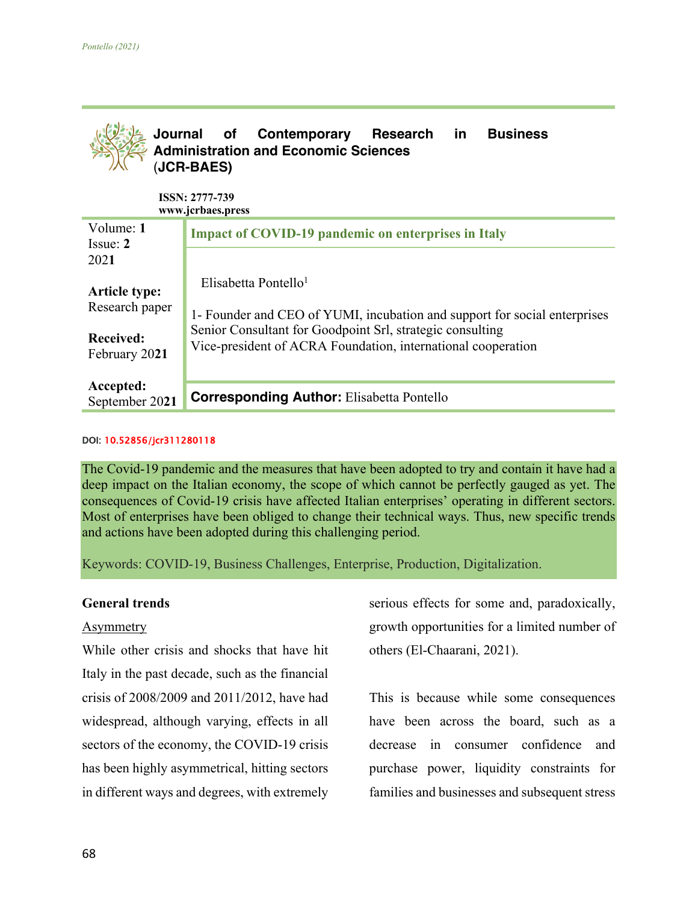**Journal of Contemporary Research in Business Administration and Economic Sciences (JCR-BAES)**

**ISSN: 2777-739**
**www.jcrbaes.press**

| Volume: **1** Issue: **2** 2021 | **Impact of COVID-19 pandemic on enterprises in Italy** |
|---|---|
| **Article type:** Research paper **Received:** February 2021 **Accepted:** September 2021 | Elisabetta Pontello[1] 1- Founder and CEO of YUMI, incubation and support for social enterprises Senior Consultant for Goodpoint Srl, strategic consulting Vice-president of ACRA Foundation, international cooperation |
| | **Corresponding Author:** Elisabetta Pontello |

**DOI:** 10.52856/jcr311280118

The Covid-19 pandemic and the measures that have been adopted to try and contain it have had a deep impact on the Italian economy, the scope of which cannot be perfectly gauged as yet. The consequences of Covid-19 crisis have affected Italian enterprises' operating in different sectors. Most of enterprises have been obliged to change their technical ways. Thus, new specific trends and actions have been adopted during this challenging period.

Keywords: COVID-19, Business Challenges, Enterprise, Production, Digitalization.

## General trends

### Asymmetry

While other crisis and shocks that have hit Italy in the past decade, such as the financial crisis of 2008/2009 and 2011/2012, have had widespread, although varying, effects in all sectors of the economy, the COVID-19 crisis has been highly asymmetrical, hitting sectors in different ways and degrees, with extremely serious effects for some and, paradoxically, growth opportunities for a limited number of others (El-Chaarani, 2021).

This is because while some consequences have been across the board, such as a decrease in consumer confidence and purchase power, liquidity constraints for families and businesses and subsequent stress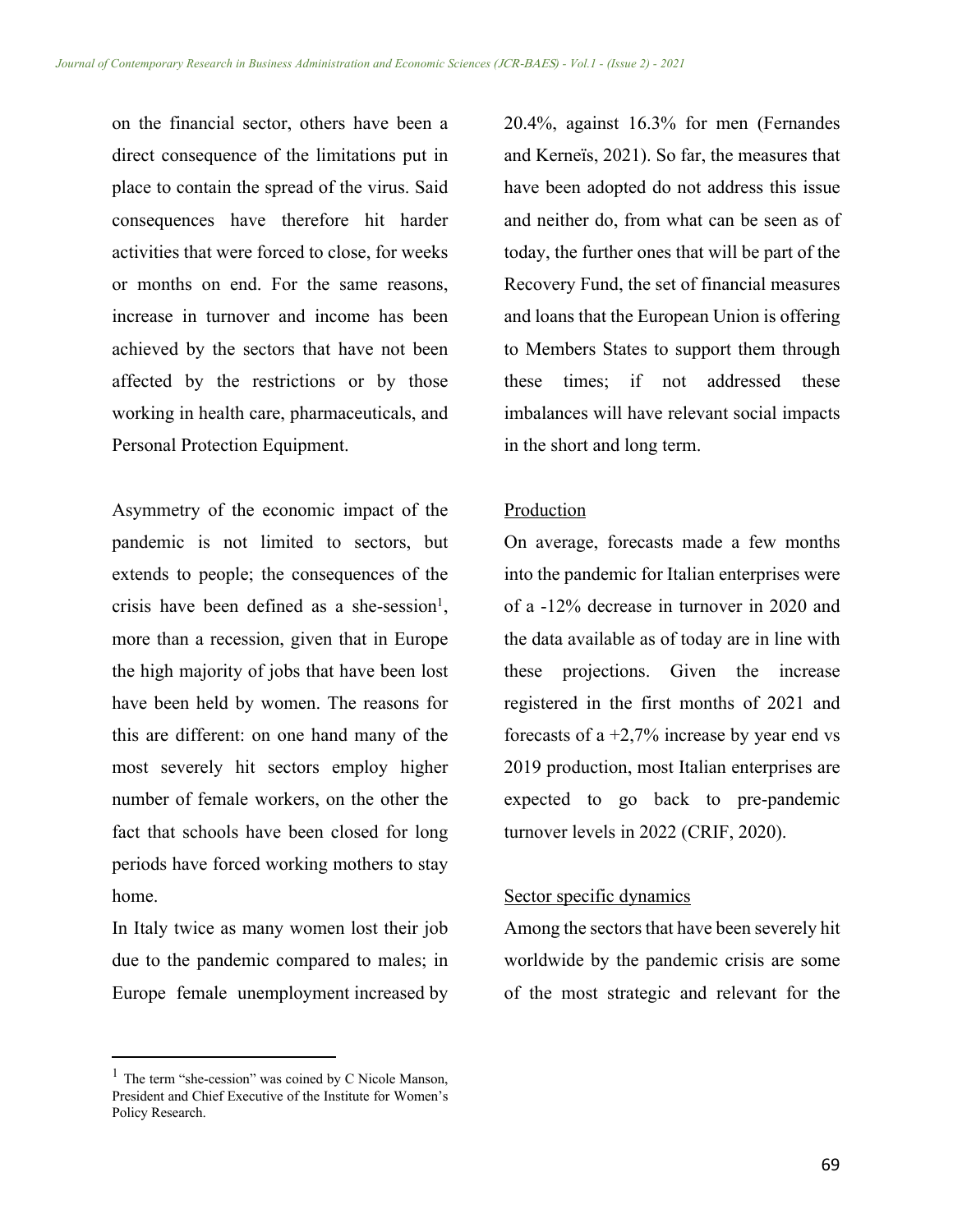on the financial sector, others have been a direct consequence of the limitations put in place to contain the spread of the virus. Said consequences have therefore hit harder activities that were forced to close, for weeks or months on end. For the same reasons, increase in turnover and income has been achieved by the sectors that have not been affected by the restrictions or by those working in health care, pharmaceuticals, and Personal Protection Equipment.

Asymmetry of the economic impact of the pandemic is not limited to sectors, but extends to people; the consequences of the crisis have been defined as a she-session[1], more than a recession, given that in Europe the high majority of jobs that have been lost have been held by women. The reasons for this are different: on one hand many of the most severely hit sectors employ higher number of female workers, on the other the fact that schools have been closed for long periods have forced working mothers to stay home.

In Italy twice as many women lost their job due to the pandemic compared to males; in Europe female unemployment increased by 20.4%, against 16.3% for men (Fernandes and Kerneïs, 2021). So far, the measures that have been adopted do not address this issue and neither do, from what can be seen as of today, the further ones that will be part of the Recovery Fund, the set of financial measures and loans that the European Union is offering to Members States to support them through these times; if not addressed these imbalances will have relevant social impacts in the short and long term.

Production

On average, forecasts made a few months into the pandemic for Italian enterprises were of a -12% decrease in turnover in 2020 and the data available as of today are in line with these projections. Given the increase registered in the first months of 2021 and forecasts of a +2,7% increase by year end vs 2019 production, most Italian enterprises are expected to go back to pre-pandemic turnover levels in 2022 (CRIF, 2020).

Sector specific dynamics

Among the sectors that have been severely hit worldwide by the pandemic crisis are some of the most strategic and relevant for the

[1] The term "she-cession" was coined by C Nicole Manson, President and Chief Executive of the Institute for Women's Policy Research.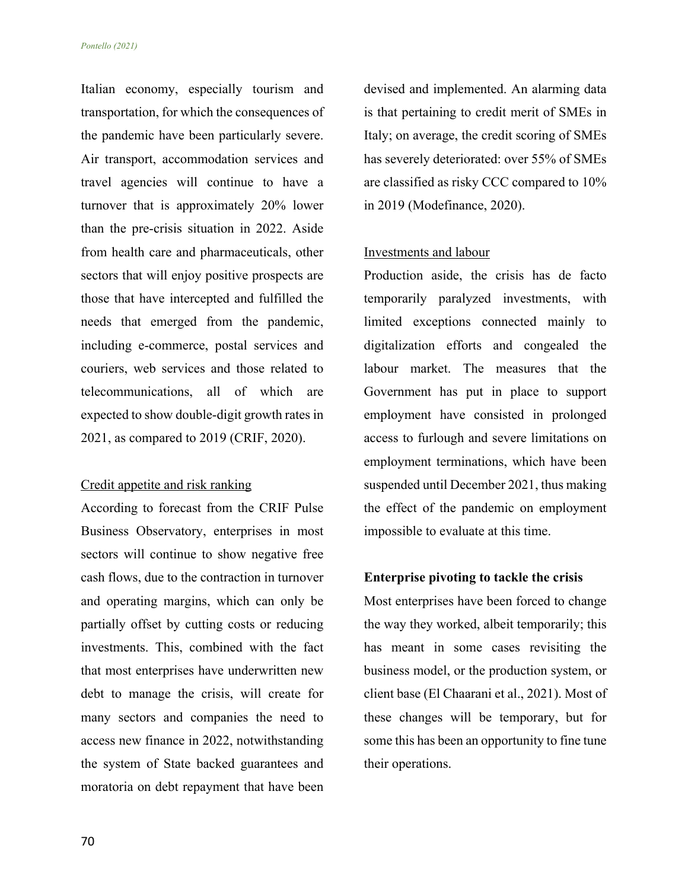Italian economy, especially tourism and transportation, for which the consequences of the pandemic have been particularly severe. Air transport, accommodation services and travel agencies will continue to have a turnover that is approximately 20% lower than the pre-crisis situation in 2022. Aside from health care and pharmaceuticals, other sectors that will enjoy positive prospects are those that have intercepted and fulfilled the needs that emerged from the pandemic, including e-commerce, postal services and couriers, web services and those related to telecommunications, all of which are expected to show double-digit growth rates in 2021, as compared to 2019 (CRIF, 2020).

Credit appetite and risk ranking

According to forecast from the CRIF Pulse Business Observatory, enterprises in most sectors will continue to show negative free cash flows, due to the contraction in turnover and operating margins, which can only be partially offset by cutting costs or reducing investments. This, combined with the fact that most enterprises have underwritten new debt to manage the crisis, will create for many sectors and companies the need to access new finance in 2022, notwithstanding the system of State backed guarantees and moratoria on debt repayment that have been devised and implemented. An alarming data is that pertaining to credit merit of SMEs in Italy; on average, the credit scoring of SMEs has severely deteriorated: over 55% of SMEs are classified as risky CCC compared to 10% in 2019 (Modefinance, 2020).

Investments and labour

Production aside, the crisis has de facto temporarily paralyzed investments, with limited exceptions connected mainly to digitalization efforts and congealed the labour market. The measures that the Government has put in place to support employment have consisted in prolonged access to furlough and severe limitations on employment terminations, which have been suspended until December 2021, thus making the effect of the pandemic on employment impossible to evaluate at this time.

**Enterprise pivoting to tackle the crisis**

Most enterprises have been forced to change the way they worked, albeit temporarily; this has meant in some cases revisiting the business model, or the production system, or client base (El Chaarani et al., 2021). Most of these changes will be temporary, but for some this has been an opportunity to fine tune their operations.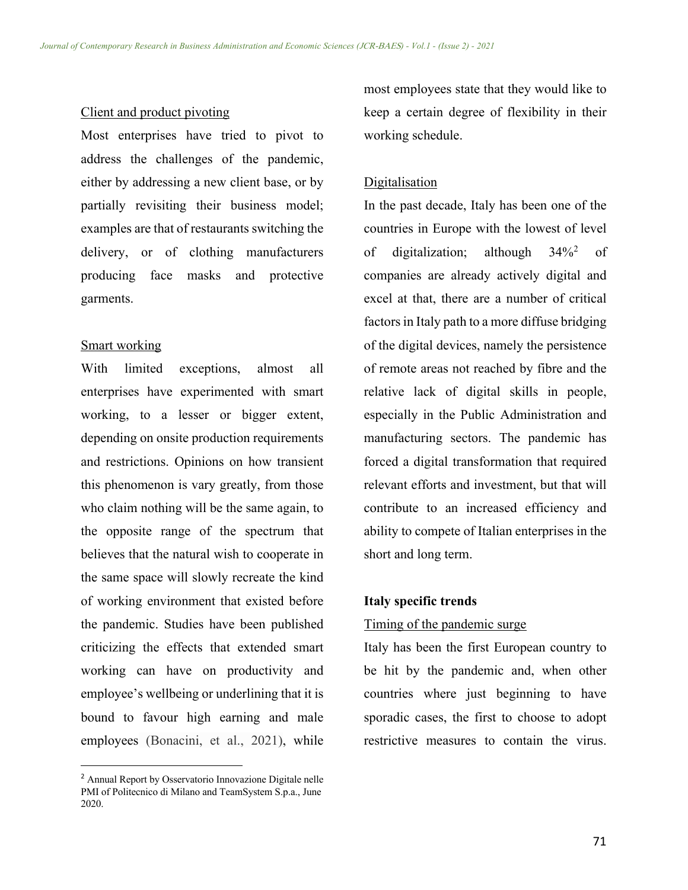Client and product pivoting

Most enterprises have tried to pivot to address the challenges of the pandemic, either by addressing a new client base, or by partially revisiting their business model; examples are that of restaurants switching the delivery, or of clothing manufacturers producing face masks and protective garments.

Smart working

With limited exceptions, almost all enterprises have experimented with smart working, to a lesser or bigger extent, depending on onsite production requirements and restrictions. Opinions on how transient this phenomenon is vary greatly, from those who claim nothing will be the same again, to the opposite range of the spectrum that believes that the natural wish to cooperate in the same space will slowly recreate the kind of working environment that existed before the pandemic. Studies have been published criticizing the effects that extended smart working can have on productivity and employee's wellbeing or underlining that it is bound to favour high earning and male employees (Bonacini, et al., 2021), while most employees state that they would like to keep a certain degree of flexibility in their working schedule.

Digitalisation

In the past decade, Italy has been one of the countries in Europe with the lowest of level of digitalization; although 34%[2] of companies are already actively digital and excel at that, there are a number of critical factors in Italy path to a more diffuse bridging of the digital devices, namely the persistence of remote areas not reached by fibre and the relative lack of digital skills in people, especially in the Public Administration and manufacturing sectors. The pandemic has forced a digital transformation that required relevant efforts and investment, but that will contribute to an increased efficiency and ability to compete of Italian enterprises in the short and long term.

**Italy specific trends**

Timing of the pandemic surge

Italy has been the first European country to be hit by the pandemic and, when other countries where just beginning to have sporadic cases, the first to choose to adopt restrictive measures to contain the virus.

[2] Annual Report by Osservatorio Innovazione Digitale nelle PMI of Politecnico di Milano and TeamSystem S.p.a., June 2020.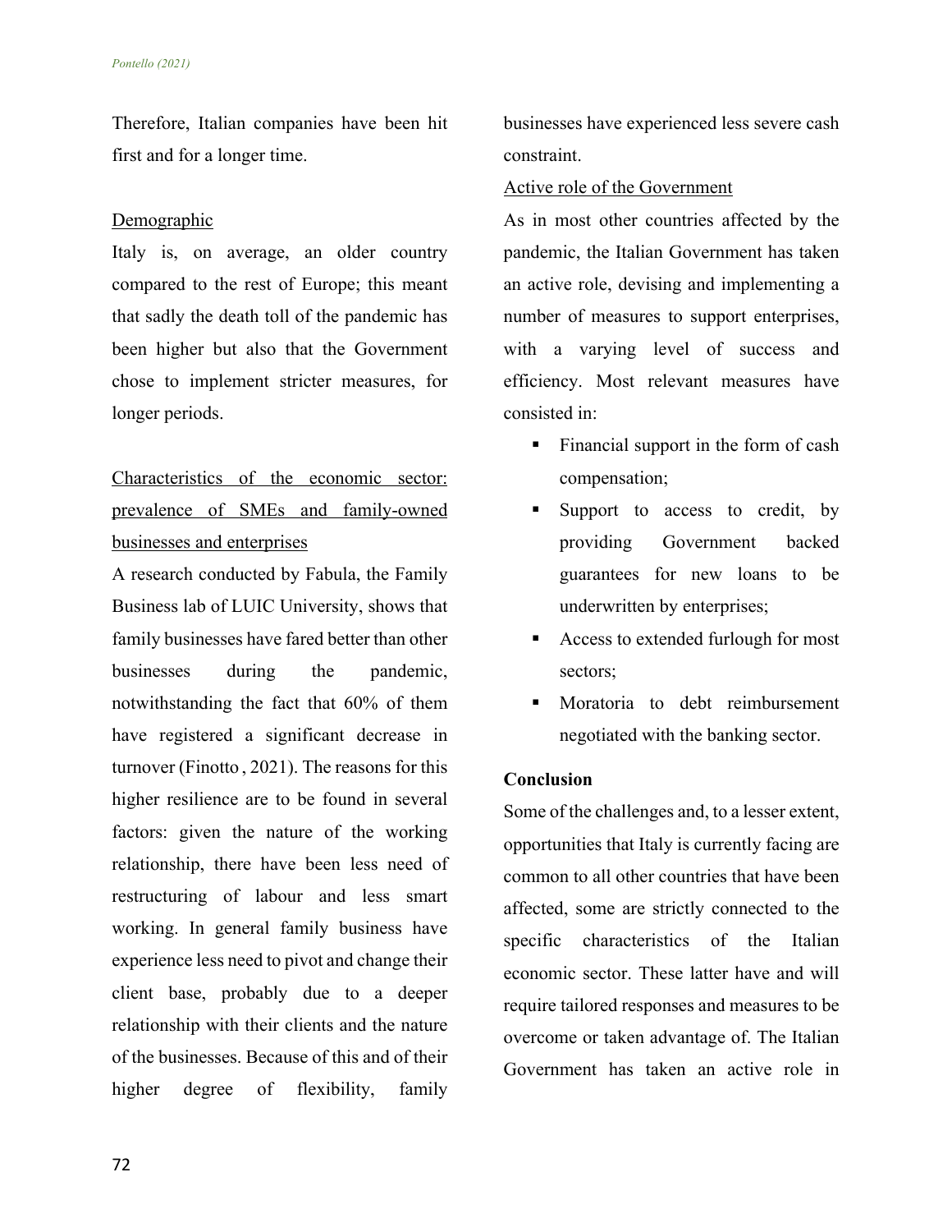Therefore, Italian companies have been hit first and for a longer time.

<u>Demographic</u>

Italy is, on average, an older country compared to the rest of Europe; this meant that sadly the death toll of the pandemic has been higher but also that the Government chose to implement stricter measures, for longer periods.

<u>Characteristics of the economic sector: prevalence of SMEs and family-owned businesses and enterprises</u>

A research conducted by Fabula, the Family Business lab of LUIC University, shows that family businesses have fared better than other businesses during the pandemic, notwithstanding the fact that 60% of them have registered a significant decrease in turnover (Finotto , 2021). The reasons for this higher resilience are to be found in several factors: given the nature of the working relationship, there have been less need of restructuring of labour and less smart working. In general family business have experience less need to pivot and change their client base, probably due to a deeper relationship with their clients and the nature of the businesses. Because of this and of their higher degree of flexibility, family businesses have experienced less severe cash constraint.

<u>Active role of the Government</u>

As in most other countries affected by the pandemic, the Italian Government has taken an active role, devising and implementing a number of measures to support enterprises, with a varying level of success and efficiency. Most relevant measures have consisted in:

- Financial support in the form of cash compensation;
- Support to access to credit, by providing Government backed guarantees for new loans to be underwritten by enterprises;
- Access to extended furlough for most sectors;
- Moratoria to debt reimbursement negotiated with the banking sector.

**Conclusion**

Some of the challenges and, to a lesser extent, opportunities that Italy is currently facing are common to all other countries that have been affected, some are strictly connected to the specific characteristics of the Italian economic sector. These latter have and will require tailored responses and measures to be overcome or taken advantage of. The Italian Government has taken an active role in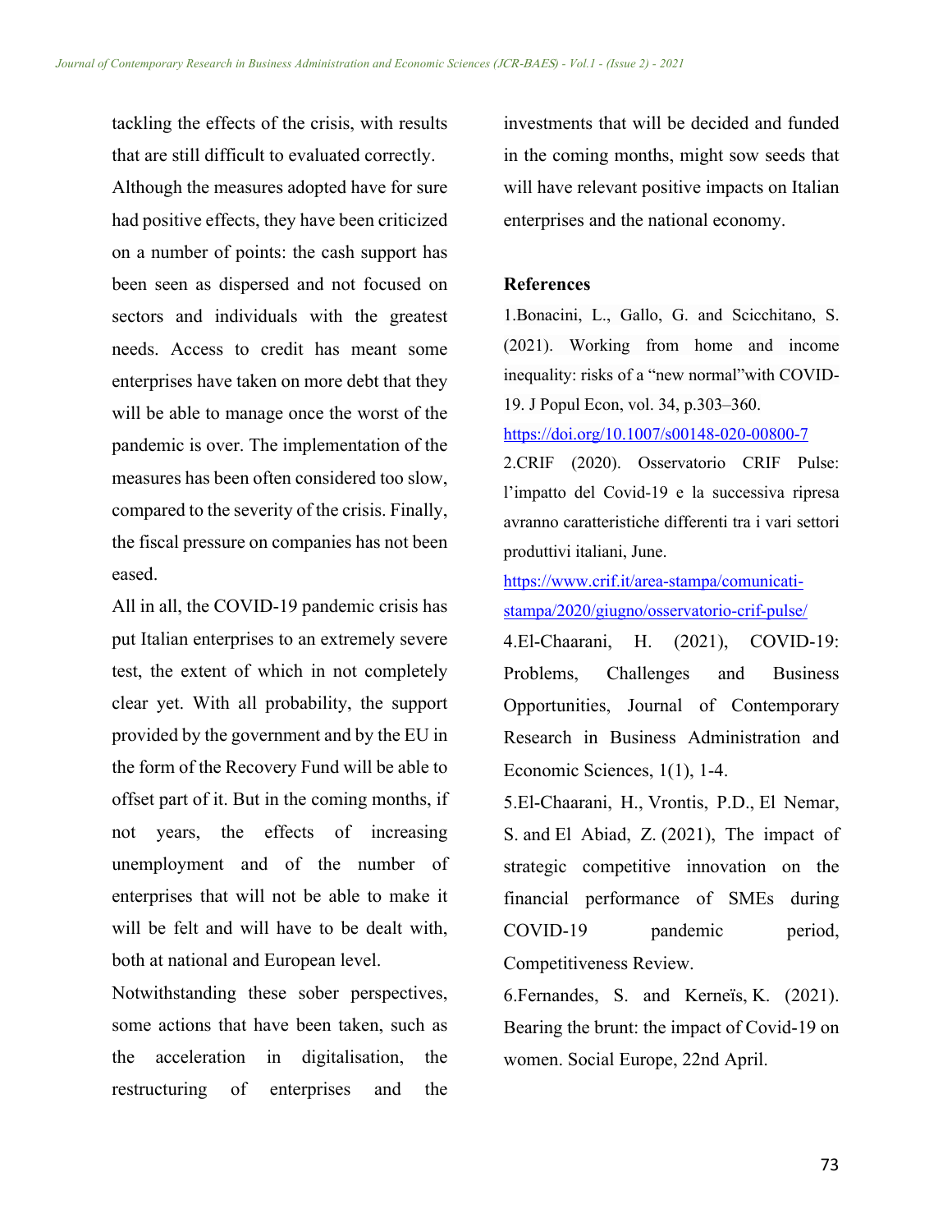tackling the effects of the crisis, with results that are still difficult to evaluated correctly.

Although the measures adopted have for sure had positive effects, they have been criticized on a number of points: the cash support has been seen as dispersed and not focused on sectors and individuals with the greatest needs. Access to credit has meant some enterprises have taken on more debt that they will be able to manage once the worst of the pandemic is over. The implementation of the measures has been often considered too slow, compared to the severity of the crisis. Finally, the fiscal pressure on companies has not been eased.

All in all, the COVID-19 pandemic crisis has put Italian enterprises to an extremely severe test, the extent of which in not completely clear yet. With all probability, the support provided by the government and by the EU in the form of the Recovery Fund will be able to offset part of it. But in the coming months, if not years, the effects of increasing unemployment and of the number of enterprises that will not be able to make it will be felt and will have to be dealt with, both at national and European level.

Notwithstanding these sober perspectives, some actions that have been taken, such as the acceleration in digitalisation, the restructuring of enterprises and the investments that will be decided and funded in the coming months, might sow seeds that will have relevant positive impacts on Italian enterprises and the national economy.

**References**

1.Bonacini, L., Gallo, G. and Scicchitano, S. (2021). Working from home and income inequality: risks of a "new normal"with COVID-19. J Popul Econ, vol. 34, p.303–360. https://doi.org/10.1007/s00148-020-00800-7

2.CRIF (2020). Osservatorio CRIF Pulse: l'impatto del Covid-19 e la successiva ripresa avranno caratteristiche differenti tra i vari settori produttivi italiani, June. https://www.crif.it/area-stampa/comunicati-stampa/2020/giugno/osservatorio-crif-pulse/

4.El-Chaarani, H. (2021), COVID-19: Problems, Challenges and Business Opportunities, Journal of Contemporary Research in Business Administration and Economic Sciences, 1(1), 1-4.

5.El-Chaarani, H., Vrontis, P.D., El Nemar, S. and El Abiad, Z. (2021), The impact of strategic competitive innovation on the financial performance of SMEs during COVID-19 pandemic period, Competitiveness Review.

6.Fernandes, S. and Kerneïs, K. (2021). Bearing the brunt: the impact of Covid-19 on women. Social Europe, 22nd April.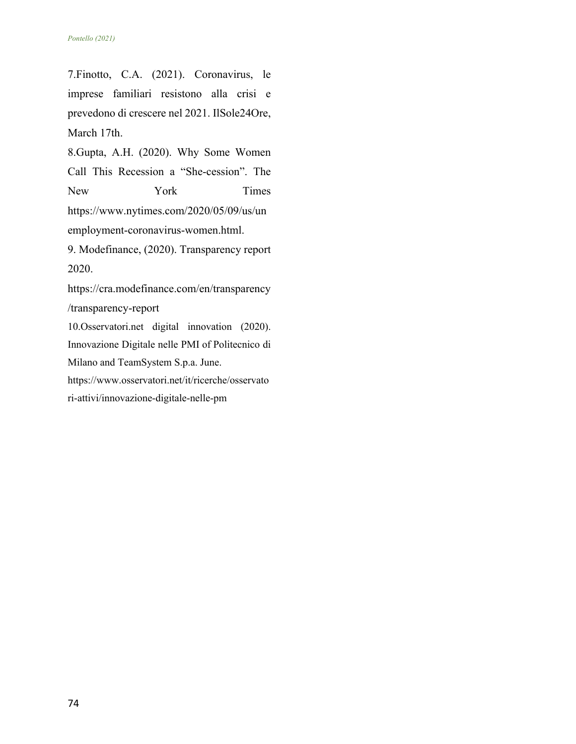7.Finotto, C.A. (2021). Coronavirus, le imprese familiari resistono alla crisi e prevedono di crescere nel 2021. IlSole24Ore, March 17th.

8.Gupta, A.H. (2020). Why Some Women Call This Recession a "She-cession". The New York Times https://www.nytimes.com/2020/05/09/us/unemployment-coronavirus-women.html.

9. Modefinance, (2020). Transparency report 2020. https://cra.modefinance.com/en/transparency/transparency-report

10.Osservatori.net digital innovation (2020). Innovazione Digitale nelle PMI of Politecnico di Milano and TeamSystem S.p.a. June. https://www.osservatori.net/it/ricerche/osservatori-attivi/innovazione-digitale-nelle-pm